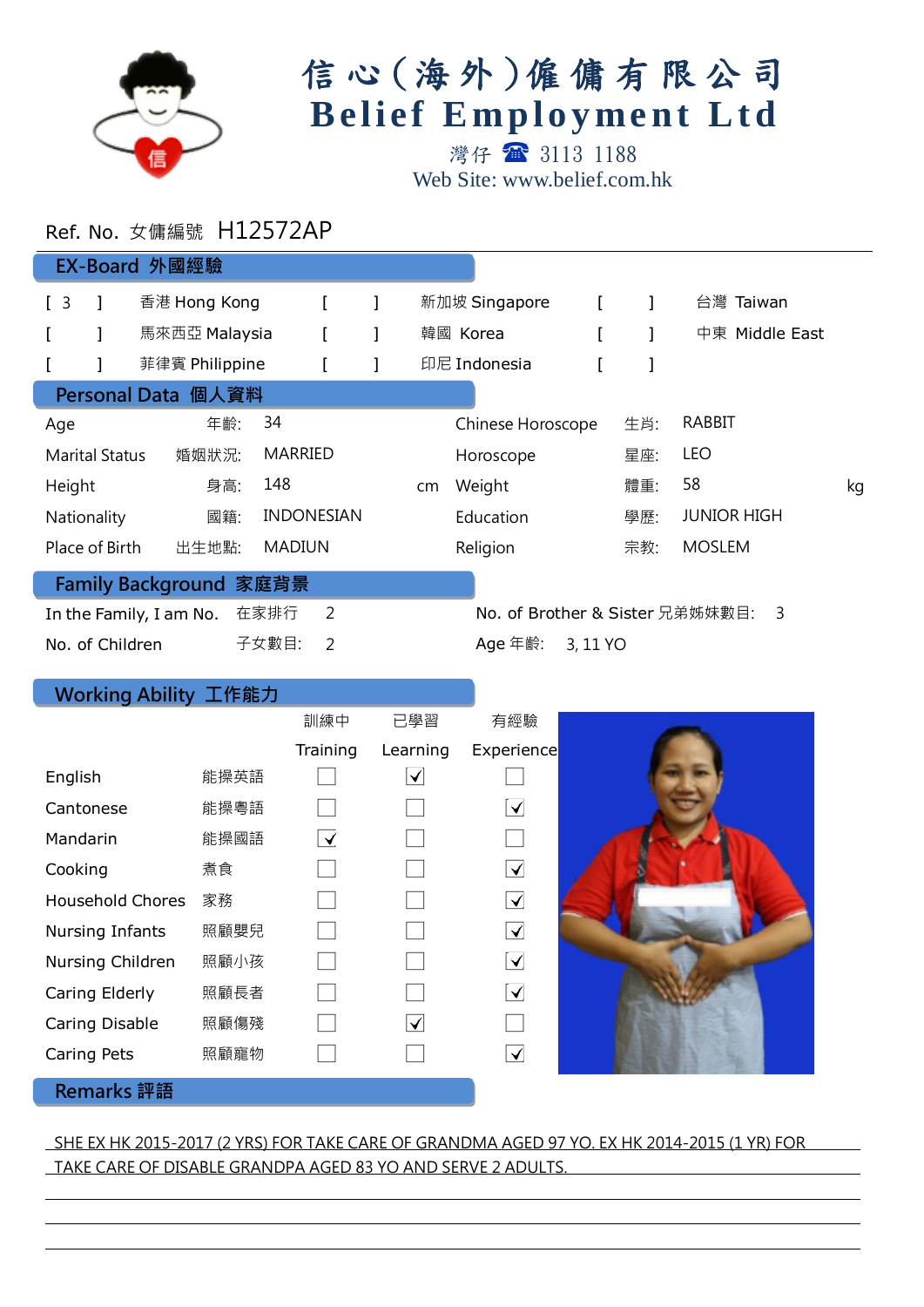# 信心(海外)傭傭有限公司
# Belief Employment Ltd

灣仔 ☎ 3113 1188

Web Site: www.belief.com.hk

Ref. No. 女傭編號 H12572AP

## EX-Board 外國經驗

| | | | | | |
|---|---|---|---|---|---|
| [ 3 ] | 香港 Hong Kong | [ ] | 新加坡 Singapore | [ ] | 台灣 Taiwan |
| [ ] | 馬來西亞 Malaysia | [ ] | 韓國 Korea | [ ] | 中東 Middle East |
| [ ] | 菲律賓 Philippine | [ ] | 印尼 Indonesia | [ ] | |

## Personal Data 個人資料

| | | | | | |
|---|---|---|---|---|---|
| Age | 年齡: | 34 | Chinese Horoscope | 生肖: | RABBIT |
| Marital Status | 婚姻狀況: | MARRIED | Horoscope | 星座: | LEO |
| Height | 身高: | 148 cm | Weight | 體重: | 58 kg |
| Nationality | 國籍: | INDONESIAN | Education | 學歷: | JUNIOR HIGH |
| Place of Birth | 出生地點: | MADIUN | Religion | 宗教: | MOSLEM |

## Family Background 家庭背景

| | | | | |
|---|---|---|---|---|
| In the Family, I am No. | 在家排行 | 2 | No. of Brother & Sister 兄弟姊妹數目: | 3 |
| No. of Children | 子女數目: | 2 | Age 年齡: | 3, 11 YO |

## Working Ability 工作能力

| | | 訓練中 Training | 已學習 Learning | 有經驗 Experience |
|---|---|---|---|---|
| English | 能操英語 | ☐ | ☑ | ☐ |
| Cantonese | 能操粵語 | ☐ | ☐ | ☑ |
| Mandarin | 能操國語 | ☑ | ☐ | ☐ |
| Cooking | 煮食 | ☐ | ☐ | ☑ |
| Household Chores | 家務 | ☐ | ☐ | ☑ |
| Nursing Infants | 照顧嬰兒 | ☐ | ☐ | ☑ |
| Nursing Children | 照顧小孩 | ☐ | ☐ | ☑ |
| Caring Elderly | 照顧長者 | ☐ | ☐ | ☑ |
| Caring Disable | 照顧傷殘 | ☐ | ☑ | ☐ |
| Caring Pets | 照顧寵物 | ☐ | ☐ | ☑ |

## Remarks 評語

SHE EX HK 2015-2017 (2 YRS) FOR TAKE CARE OF GRANDMA AGED 97 YO. EX HK 2014-2015 (1 YR) FOR TAKE CARE OF DISABLE GRANDPA AGED 83 YO AND SERVE 2 ADULTS.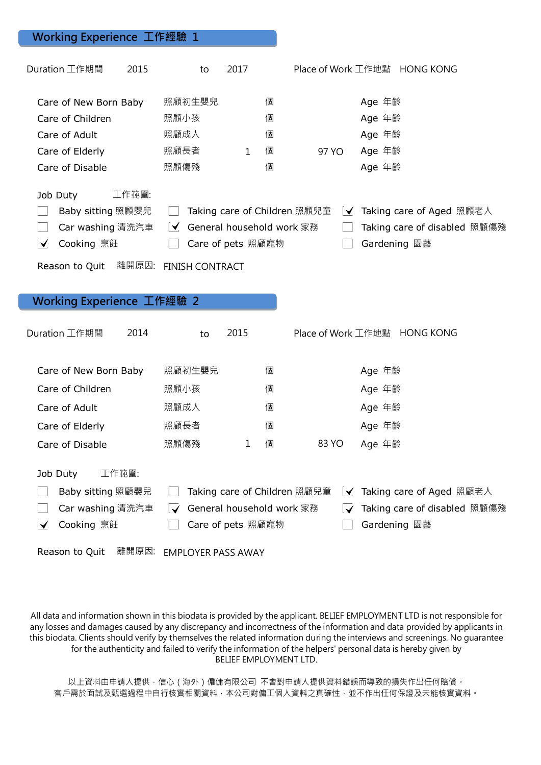## Working Experience 工作經驗 1

Duration 工作期間 2015 to 2017 Place of Work 工作地點 HONG KONG

| | | | | | |
|---|---|---|---|---|---|
| Care of New Born Baby | 照顧初生嬰兒 | | 個 | | Age 年齡 |
| Care of Children | 照顧小孩 | | 個 | | Age 年齡 |
| Care of Adult | 照顧成人 | | 個 | | Age 年齡 |
| Care of Elderly | 照顧長者 | 1 | 個 | 97 YO | Age 年齡 |
| Care of Disable | 照顧傷殘 | | 個 | | Age 年齡 |

Job Duty 工作範圍:

- ☐ Baby sitting 照顧嬰兒
- ☐ Taking care of Children 照顧兒童
- ☑ Taking care of Aged 照顧老人
- ☐ Car washing 清洗汽車
- ☑ General household work 家務
- ☐ Taking care of disabled 照顧傷殘
- ☑ Cooking 烹飪
- ☐ Care of pets 照顧寵物
- ☐ Gardening 園藝

Reason to Quit 離開原因: FINISH CONTRACT

## Working Experience 工作經驗 2

Duration 工作期間 2014 to 2015 Place of Work 工作地點 HONG KONG

| | | | | | |
|---|---|---|---|---|---|
| Care of New Born Baby | 照顧初生嬰兒 | | 個 | | Age 年齡 |
| Care of Children | 照顧小孩 | | 個 | | Age 年齡 |
| Care of Adult | 照顧成人 | | 個 | | Age 年齡 |
| Care of Elderly | 照顧長者 | | 個 | | Age 年齡 |
| Care of Disable | 照顧傷殘 | 1 | 個 | 83 YO | Age 年齡 |

Job Duty 工作範圍:

- ☐ Baby sitting 照顧嬰兒
- ☐ Taking care of Children 照顧兒童
- ☑ Taking care of Aged 照顧老人
- ☐ Car washing 清洗汽車
- ☑ General household work 家務
- ☑ Taking care of disabled 照顧傷殘
- ☑ Cooking 烹飪
- ☐ Care of pets 照顧寵物
- ☐ Gardening 園藝

Reason to Quit 離開原因: EMPLOYER PASS AWAY

All data and information shown in this biodata is provided by the applicant. BELIEF EMPLOYMENT LTD is not responsible for any losses and damages caused by any discrepancy and incorrectness of the information and data provided by applicants in this biodata. Clients should verify by themselves the related information during the interviews and screenings. No guarantee for the authenticity and failed to verify the information of the helpers' personal data is hereby given by BELIEF EMPLOYMENT LTD.

以上資料由申請人提供，信心（海外）傭傭有限公司 不會對申請人提供資料錯誤而導致的損失作出任何賠償。
客戶需於面試及甄選過程中自行核實相關資料，本公司對傭工個人資料之真確性，並不作出任何保證及未能核實資料。